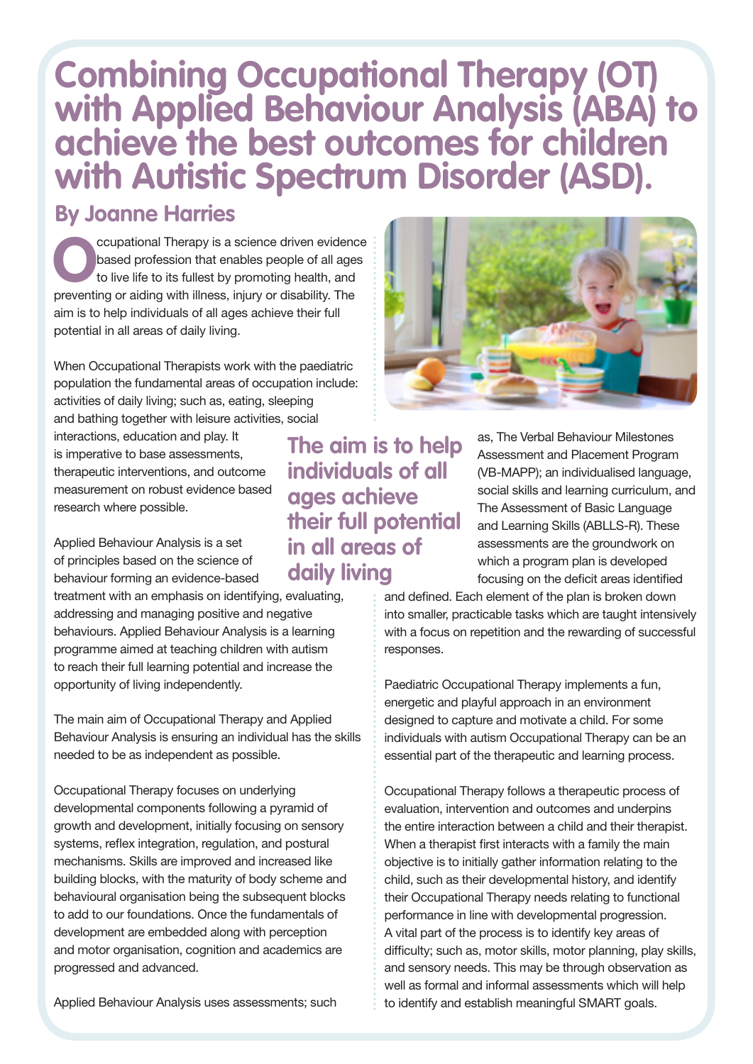# Combining Occupational Therapy (OT) with Applied Behaviour Analysis (ABA) to achieve the best outcomes for children with Autistic Spectrum Disorder (ASD).

## By Joanne Harries

Occupational Therapy is a science driven evidence based profession that enables people of all ages to live life to its fullest by promoting health, and preventing or aiding with illness, injury or disability. The aim is to help individuals of all ages achieve their full potential in all areas of daily living.

When Occupational Therapists work with the paediatric population the fundamental areas of occupation include: activities of daily living; such as, eating, sleeping and bathing together with leisure activities, social interactions, education and play. It is imperative to base assessments, therapeutic interventions, and outcome measurement on robust evidence based research where possible.

**The aim is to help individuals of all ages achieve their full potential in all areas of daily living**

Applied Behaviour Analysis is a set of principles based on the science of behaviour forming an evidence-based treatment with an emphasis on identifying, evaluating, addressing and managing positive and negative behaviours. Applied Behaviour Analysis is a learning programme aimed at teaching children with autism to reach their full learning potential and increase the opportunity of living independently.

The main aim of Occupational Therapy and Applied Behaviour Analysis is ensuring an individual has the skills needed to be as independent as possible.

Occupational Therapy focuses on underlying developmental components following a pyramid of growth and development, initially focusing on sensory systems, reflex integration, regulation, and postural mechanisms. Skills are improved and increased like building blocks, with the maturity of body scheme and behavioural organisation being the subsequent blocks to add to our foundations. Once the fundamentals of development are embedded along with perception and motor organisation, cognition and academics are progressed and advanced.

Applied Behaviour Analysis uses assessments; such as, The Verbal Behaviour Milestones Assessment and Placement Program (VB-MAPP); an individualised language, social skills and learning curriculum, and The Assessment of Basic Language and Learning Skills (ABLLS-R). These assessments are the groundwork on which a program plan is developed focusing on the deficit areas identified and defined. Each element of the plan is broken down into smaller, practicable tasks which are taught intensively with a focus on repetition and the rewarding of successful responses.

Paediatric Occupational Therapy implements a fun, energetic and playful approach in an environment designed to capture and motivate a child. For some individuals with autism Occupational Therapy can be an essential part of the therapeutic and learning process.

Occupational Therapy follows a therapeutic process of evaluation, intervention and outcomes and underpins the entire interaction between a child and their therapist. When a therapist first interacts with a family the main objective is to initially gather information relating to the child, such as their developmental history, and identify their Occupational Therapy needs relating to functional performance in line with developmental progression. A vital part of the process is to identify key areas of difficulty; such as, motor skills, motor planning, play skills, and sensory needs. This may be through observation as well as formal and informal assessments which will help to identify and establish meaningful SMART goals.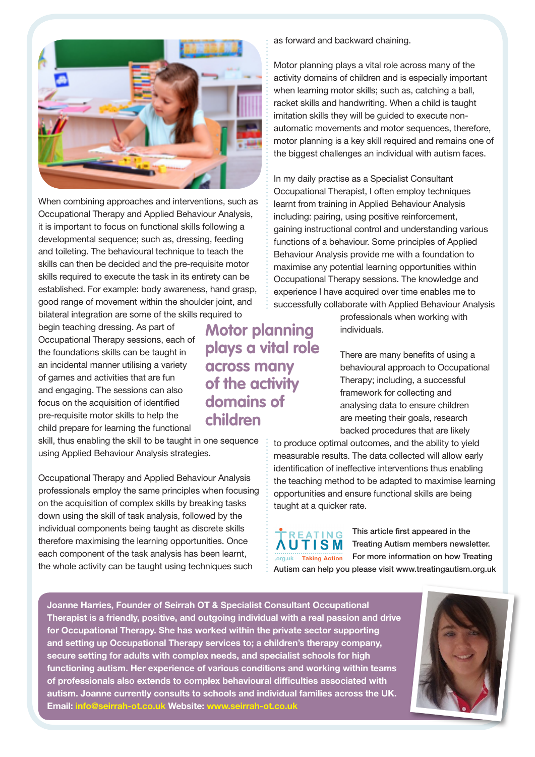When combining approaches and interventions, such as Occupational Therapy and Applied Behaviour Analysis, it is important to focus on functional skills following a developmental sequence; such as, dressing, feeding and toileting. The behavioural technique to teach the skills can then be decided and the pre-requisite motor skills required to execute the task in its entirety can be established. For example: body awareness, hand grasp, good range of movement within the shoulder joint, and bilateral integration are some of the skills required to begin teaching dressing. As part of Occupational Therapy sessions, each of the foundations skills can be taught in an incidental manner utilising a variety of games and activities that are fun and engaging. The sessions can also focus on the acquisition of identified pre-requisite motor skills to help the child prepare for learning the functional skill, thus enabling the skill to be taught in one sequence using Applied Behaviour Analysis strategies.

> **Motor planning plays a vital role across many of the activity domains of children**

Occupational Therapy and Applied Behaviour Analysis professionals employ the same principles when focusing on the acquisition of complex skills by breaking tasks down using the skill of task analysis, followed by the individual components being taught as discrete skills therefore maximising the learning opportunities. Once each component of the task analysis has been learnt, the whole activity can be taught using techniques such as forward and backward chaining.

Motor planning plays a vital role across many of the activity domains of children and is especially important when learning motor skills; such as, catching a ball, racket skills and handwriting. When a child is taught imitation skills they will be guided to execute non-automatic movements and motor sequences, therefore, motor planning is a key skill required and remains one of the biggest challenges an individual with autism faces.

In my daily practise as a Specialist Consultant Occupational Therapist, I often employ techniques learnt from training in Applied Behaviour Analysis including: pairing, using positive reinforcement, gaining instructional control and understanding various functions of a behaviour. Some principles of Applied Behaviour Analysis provide me with a foundation to maximise any potential learning opportunities within Occupational Therapy sessions. The knowledge and experience I have acquired over time enables me to successfully collaborate with Applied Behaviour Analysis professionals when working with individuals.

There are many benefits of using a behavioural approach to Occupational Therapy; including, a successful framework for collecting and analysing data to ensure children are meeting their goals, research backed procedures that are likely to produce optimal outcomes, and the ability to yield measurable results. The data collected will allow early identification of ineffective interventions thus enabling the teaching method to be adapted to maximise learning opportunities and ensure functional skills are being taught at a quicker rate.

TREATING AUTISM .org.uk Taking Action

This article first appeared in the Treating Autism members newsletter. For more information on how Treating Autism can help you please visit www.treatingautism.org.uk

**Joanne Harries, Founder of Seirrah OT & Specialist Consultant Occupational Therapist is a friendly, positive, and outgoing individual with a real passion and drive for Occupational Therapy. She has worked within the private sector supporting and setting up Occupational Therapy services to; a children's therapy company, secure setting for adults with complex needs, and specialist schools for high functioning autism. Her experience of various conditions and working within teams of professionals also extends to complex behavioural difficulties associated with autism. Joanne currently consults to schools and individual families across the UK. Email: info@seirrah-ot.co.uk Website: www.seirrah-ot.co.uk**